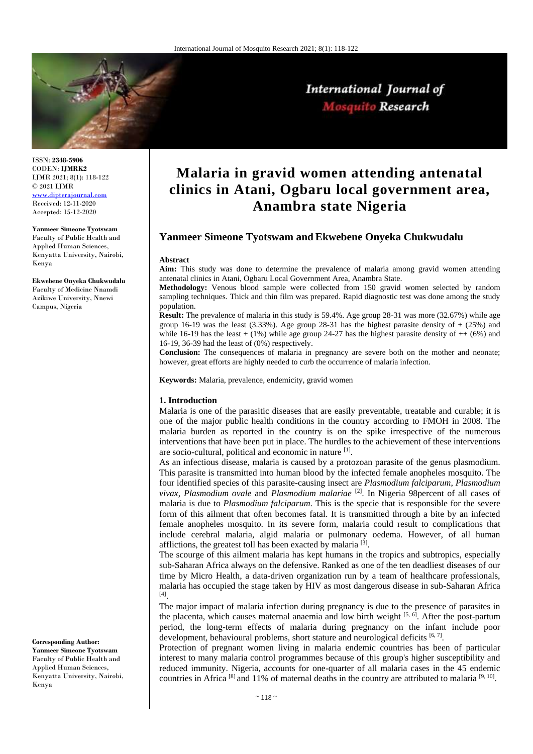# Malaria in gravid women attending antenatal clinics in Atani, Ogbaru local government area, Anambra state Nigeria

ISSN: **2348-5906**
CODEN: **IJMRK2**
IJMR 2021; 8(1): 118-122
© 2021 IJMR
www.dipterajournal.com
Received: 12-11-2020
Accepted: 15-12-2020

**Yanmeer Simeone Tyotswam**
Faculty of Public Health and Applied Human Sciences, Kenyatta University, Nairobi, Kenya

**Ekwebene Onyeka Chukwudalu**
Faculty of Medicine Nnamdi Azikiwe University, Nnewi Campus, Nigeria

**Corresponding Author:**
**Yanmeer Simeone Tyotswam**
Faculty of Public Health and Applied Human Sciences, Kenyatta University, Nairobi, Kenya

## Yanmeer Simeone Tyotswam and Ekwebene Onyeka Chukwudalu

### Abstract

**Aim:** This study was done to determine the prevalence of malaria among gravid women attending antenatal clinics in Atani, Ogbaru Local Government Area, Anambra State.

**Methodology:** Venous blood sample were collected from 150 gravid women selected by random sampling techniques. Thick and thin film was prepared. Rapid diagnostic test was done among the study population.

**Result:** The prevalence of malaria in this study is 59.4%. Age group 28-31 was more (32.67%) while age group 16-19 was the least (3.33%). Age group 28-31 has the highest parasite density of + (25%) and while 16-19 has the least + (1%) while age group 24-27 has the highest parasite density of ++ (6%) and 16-19, 36-39 had the least of (0%) respectively.

**Conclusion:** The consequences of malaria in pregnancy are severe both on the mother and neonate; however, great efforts are highly needed to curb the occurrence of malaria infection.

**Keywords:** Malaria, prevalence, endemicity, gravid women

### 1. Introduction

Malaria is one of the parasitic diseases that are easily preventable, treatable and curable; it is one of the major public health conditions in the country according to FMOH in 2008. The malaria burden as reported in the country is on the spike irrespective of the numerous interventions that have been put in place. The hurdles to the achievement of these interventions are socio-cultural, political and economic in nature [1].

As an infectious disease, malaria is caused by a protozoan parasite of the genus plasmodium. This parasite is transmitted into human blood by the infected female anopheles mosquito. The four identified species of this parasite-causing insect are *Plasmodium falciparum*, *Plasmodium vivax*, *Plasmodium ovale* and *Plasmodium malariae* [2]. In Nigeria 98percent of all cases of malaria is due to *Plasmodium falciparum*. This is the specie that is responsible for the severe form of this ailment that often becomes fatal. It is transmitted through a bite by an infected female anopheles mosquito. In its severe form, malaria could result to complications that include cerebral malaria, algid malaria or pulmonary oedema. However, of all human afflictions, the greatest toll has been exacted by malaria [3].

The scourge of this ailment malaria has kept humans in the tropics and subtropics, especially sub-Saharan Africa always on the defensive. Ranked as one of the ten deadliest diseases of our time by Micro Health, a data-driven organization run by a team of healthcare professionals, malaria has occupied the stage taken by HIV as most dangerous disease in sub-Saharan Africa [4].

The major impact of malaria infection during pregnancy is due to the presence of parasites in the placenta, which causes maternal anaemia and low birth weight [5, 6]. After the post-partum period, the long-term effects of malaria during pregnancy on the infant include poor development, behavioural problems, short stature and neurological deficits [6, 7].

Protection of pregnant women living in malaria endemic countries has been of particular interest to many malaria control programmes because of this group's higher susceptibility and reduced immunity. Nigeria, accounts for one-quarter of all malaria cases in the 45 endemic countries in Africa [8] and 11% of maternal deaths in the country are attributed to malaria [9, 10].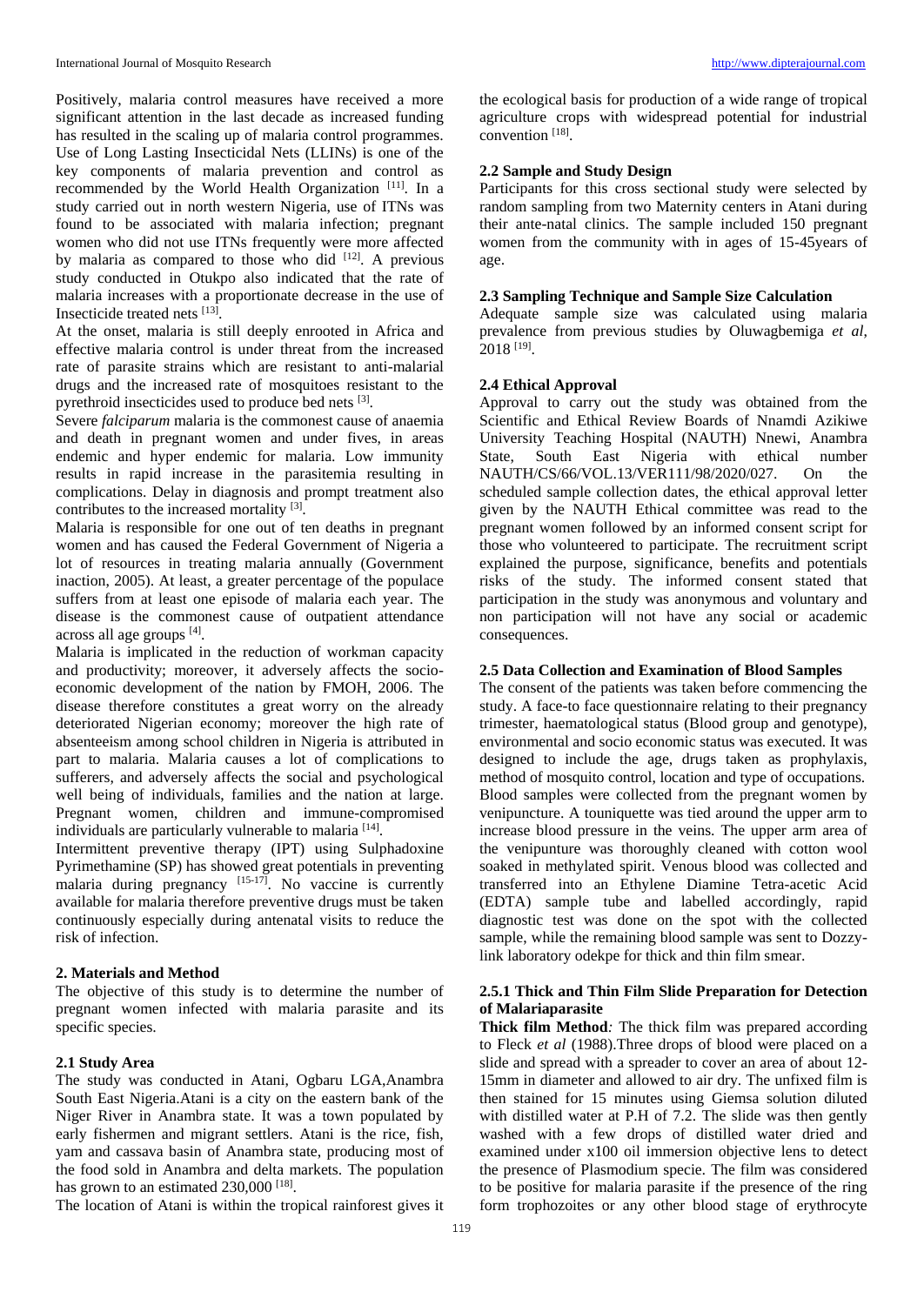Positively, malaria control measures have received a more significant attention in the last decade as increased funding has resulted in the scaling up of malaria control programmes. Use of Long Lasting Insecticidal Nets (LLINs) is one of the key components of malaria prevention and control as recommended by the World Health Organization [11]. In a study carried out in north western Nigeria, use of ITNs was found to be associated with malaria infection; pregnant women who did not use ITNs frequently were more affected by malaria as compared to those who did [12]. A previous study conducted in Otukpo also indicated that the rate of malaria increases with a proportionate decrease in the use of Insecticide treated nets [13].

At the onset, malaria is still deeply enrooted in Africa and effective malaria control is under threat from the increased rate of parasite strains which are resistant to anti-malarial drugs and the increased rate of mosquitoes resistant to the pyrethroid insecticides used to produce bed nets [3].

Severe *falciparum* malaria is the commonest cause of anaemia and death in pregnant women and under fives, in areas endemic and hyper endemic for malaria. Low immunity results in rapid increase in the parasitemia resulting in complications. Delay in diagnosis and prompt treatment also contributes to the increased mortality [3].

Malaria is responsible for one out of ten deaths in pregnant women and has caused the Federal Government of Nigeria a lot of resources in treating malaria annually (Government inaction, 2005). At least, a greater percentage of the populace suffers from at least one episode of malaria each year. The disease is the commonest cause of outpatient attendance across all age groups [4].

Malaria is implicated in the reduction of workman capacity and productivity; moreover, it adversely affects the socio-economic development of the nation by FMOH, 2006. The disease therefore constitutes a great worry on the already deteriorated Nigerian economy; moreover the high rate of absenteeism among school children in Nigeria is attributed in part to malaria. Malaria causes a lot of complications to sufferers, and adversely affects the social and psychological well being of individuals, families and the nation at large. Pregnant women, children and immune-compromised individuals are particularly vulnerable to malaria [14].

Intermittent preventive therapy (IPT) using Sulphadoxine Pyrimethamine (SP) has showed great potentials in preventing malaria during pregnancy [15-17]. No vaccine is currently available for malaria therefore preventive drugs must be taken continuously especially during antenatal visits to reduce the risk of infection.

## 2. Materials and Method

The objective of this study is to determine the number of pregnant women infected with malaria parasite and its specific species.

### 2.1 Study Area

The study was conducted in Atani, Ogbaru LGA,Anambra South East Nigeria.Atani is a city on the eastern bank of the Niger River in Anambra state. It was a town populated by early fishermen and migrant settlers. Atani is the rice, fish, yam and cassava basin of Anambra state, producing most of the food sold in Anambra and delta markets. The population has grown to an estimated 230,000 [18].

The location of Atani is within the tropical rainforest gives it the ecological basis for production of a wide range of tropical agriculture crops with widespread potential for industrial convention [18].

### 2.2 Sample and Study Design

Participants for this cross sectional study were selected by random sampling from two Maternity centers in Atani during their ante-natal clinics. The sample included 150 pregnant women from the community with in ages of 15-45years of age.

### 2.3 Sampling Technique and Sample Size Calculation

Adequate sample size was calculated using malaria prevalence from previous studies by Oluwagbemiga *et al*, 2018 [19].

### 2.4 Ethical Approval

Approval to carry out the study was obtained from the Scientific and Ethical Review Boards of Nnamdi Azikiwe University Teaching Hospital (NAUTH) Nnewi, Anambra State, South East Nigeria with ethical number NAUTH/CS/66/VOL.13/VER111/98/2020/027. On the scheduled sample collection dates, the ethical approval letter given by the NAUTH Ethical committee was read to the pregnant women followed by an informed consent script for those who volunteered to participate. The recruitment script explained the purpose, significance, benefits and potentials risks of the study. The informed consent stated that participation in the study was anonymous and voluntary and non participation will not have any social or academic consequences.

### 2.5 Data Collection and Examination of Blood Samples

The consent of the patients was taken before commencing the study. A face-to face questionnaire relating to their pregnancy trimester, haematological status (Blood group and genotype), environmental and socio economic status was executed. It was designed to include the age, drugs taken as prophylaxis, method of mosquito control, location and type of occupations. Blood samples were collected from the pregnant women by venipuncture. A touniquette was tied around the upper arm to increase blood pressure in the veins. The upper arm area of the venipunture was thoroughly cleaned with cotton wool soaked in methylated spirit. Venous blood was collected and transferred into an Ethylene Diamine Tetra-acetic Acid (EDTA) sample tube and labelled accordingly, rapid diagnostic test was done on the spot with the collected sample, while the remaining blood sample was sent to Dozzy-link laboratory odekpe for thick and thin film smear.

#### 2.5.1 Thick and Thin Film Slide Preparation for Detection of Malariaparasite

**Thick film Method***:* The thick film was prepared according to Fleck *et al* (1988).Three drops of blood were placed on a slide and spread with a spreader to cover an area of about 12-15mm in diameter and allowed to air dry. The unfixed film is then stained for 15 minutes using Giemsa solution diluted with distilled water at P.H of 7.2. The slide was then gently washed with a few drops of distilled water dried and examined under x100 oil immersion objective lens to detect the presence of Plasmodium specie. The film was considered to be positive for malaria parasite if the presence of the ring form trophozoites or any other blood stage of erythrocyte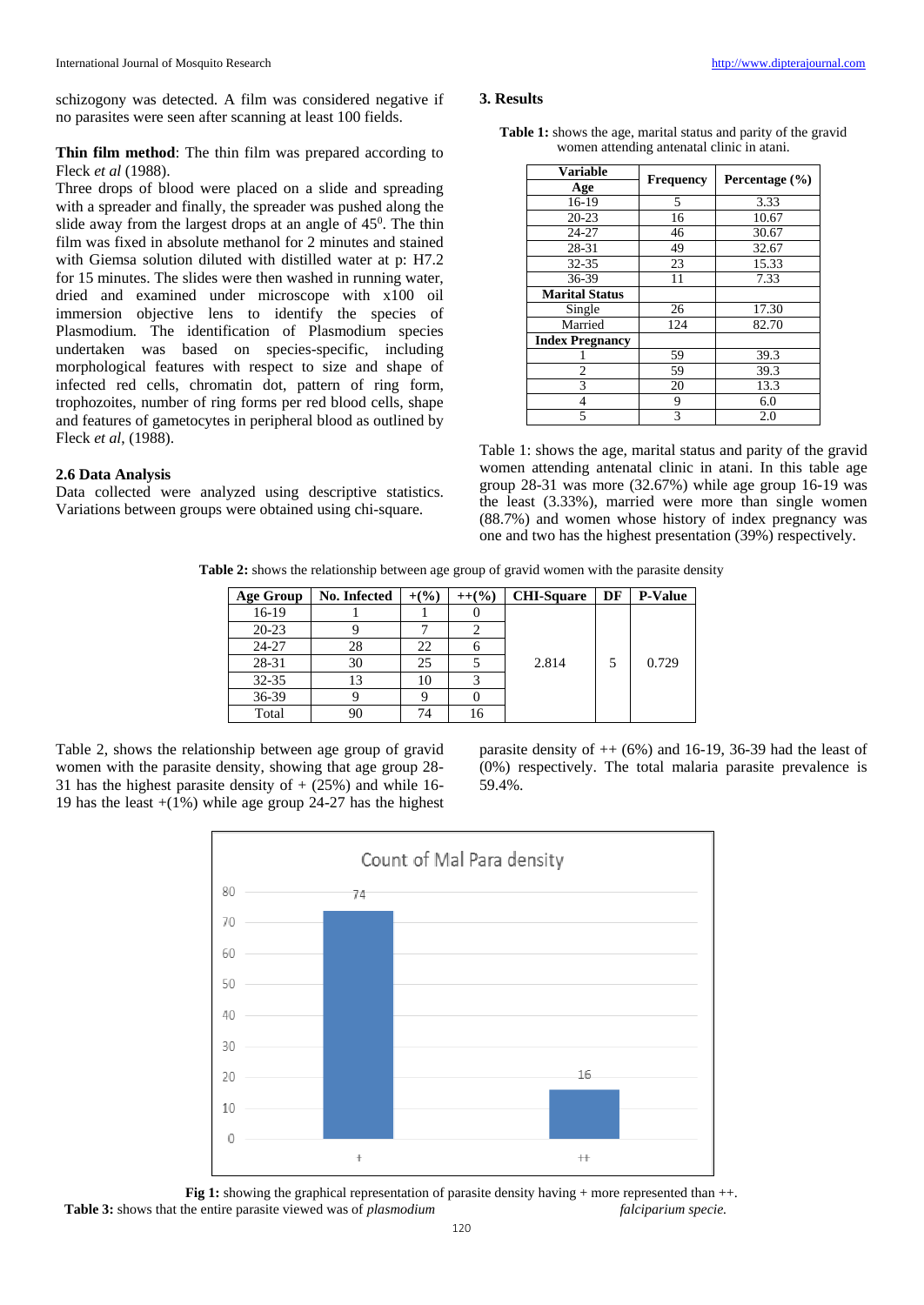schizogony was detected. A film was considered negative if no parasites were seen after scanning at least 100 fields.

**Thin film method**: The thin film was prepared according to Fleck *et al* (1988).

Three drops of blood were placed on a slide and spreading with a spreader and finally, the spreader was pushed along the slide away from the largest drops at an angle of $45^0$. The thin film was fixed in absolute methanol for 2 minutes and stained with Giemsa solution diluted with distilled water at p: H7.2 for 15 minutes. The slides were then washed in running water, dried and examined under microscope with x100 oil immersion objective lens to identify the species of Plasmodium. The identification of Plasmodium species undertaken was based on species-specific, including morphological features with respect to size and shape of infected red cells, chromatin dot, pattern of ring form, trophozoites, number of ring forms per red blood cells, shape and features of gametocytes in peripheral blood as outlined by Fleck *et al*, (1988).

### 2.6 Data Analysis

Data collected were analyzed using descriptive statistics. Variations between groups were obtained using chi-square.

## 3. Results

**Table 1:** shows the age, marital status and parity of the gravid women attending antenatal clinic in atani.

| Variable | Frequency | Percentage (%) |
|---|---|---|
| **Age** | | |
| 16-19 | 5 | 3.33 |
| 20-23 | 16 | 10.67 |
| 24-27 | 46 | 30.67 |
| 28-31 | 49 | 32.67 |
| 32-35 | 23 | 15.33 |
| 36-39 | 11 | 7.33 |
| **Marital Status** | | |
| Single | 26 | 17.30 |
| Married | 124 | 82.70 |
| **Index Pregnancy** | | |
| 1 | 59 | 39.3 |
| 2 | 59 | 39.3 |
| 3 | 20 | 13.3 |
| 4 | 9 | 6.0 |
| 5 | 3 | 2.0 |

Table 1: shows the age, marital status and parity of the gravid women attending antenatal clinic in atani. In this table age group 28-31 was more (32.67%) while age group 16-19 was the least (3.33%), married were more than single women (88.7%) and women whose history of index pregnancy was one and two has the highest presentation (39%) respectively.

**Table 2:** shows the relationship between age group of gravid women with the parasite density

| Age Group | No. Infected | +(%) | ++(%) | CHI-Square | DF | P-Value |
|---|---|---|---|---|---|---|
| 16-19 | 1 | 1 | 0 | 2.814 | 5 | 0.729 |
| 20-23 | 9 | 7 | 2 | | | |
| 24-27 | 28 | 22 | 6 | | | |
| 28-31 | 30 | 25 | 5 | | | |
| 32-35 | 13 | 10 | 3 | | | |
| 36-39 | 9 | 9 | 0 | | | |
| Total | 90 | 74 | 16 | | | |

Table 2, shows the relationship between age group of gravid women with the parasite density, showing that age group 28-31 has the highest parasite density of + (25%) and while 16-19 has the least +(1%) while age group 24-27 has the highest parasite density of ++ (6%) and 16-19, 36-39 had the least of (0%) respectively. The total malaria parasite prevalence is 59.4%.

**Fig 1:** showing the graphical representation of parasite density having + more represented than ++.

**Table 3:** shows that the entire parasite viewed was of *plasmodium falciparium specie.*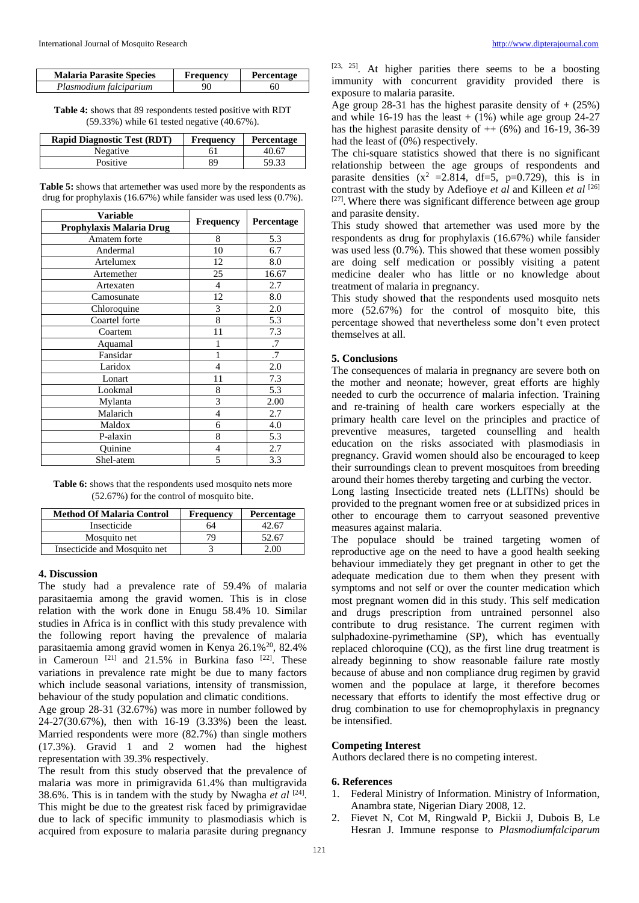| Malaria Parasite Species | Frequency | Percentage |
|---|---|---|
| *Plasmodium falciparium* | 90 | 60 |

**Table 4:** shows that 89 respondents tested positive with RDT (59.33%) while 61 tested negative (40.67%).

| Rapid Diagnostic Test (RDT) | Frequency | Percentage |
|---|---|---|
| Negative | 61 | 40.67 |
| Positive | 89 | 59.33 |

**Table 5:** shows that artemether was used more by the respondents as drug for prophylaxis (16.67%) while fansider was used less (0.7%).

| Variable<br>Prophylaxis Malaria Drug | Frequency | Percentage |
|---|---|---|
| Amatem forte | 8 | 5.3 |
| Andermal | 10 | 6.7 |
| Artelumex | 12 | 8.0 |
| Artemether | 25 | 16.67 |
| Artexaten | 4 | 2.7 |
| Camosunate | 12 | 8.0 |
| Chloroquine | 3 | 2.0 |
| Coartel forte | 8 | 5.3 |
| Coartem | 11 | 7.3 |
| Aquamal | 1 | .7 |
| Fansidar | 1 | .7 |
| Laridox | 4 | 2.0 |
| Lonart | 11 | 7.3 |
| Lookmal | 8 | 5.3 |
| Mylanta | 3 | 2.00 |
| Malarich | 4 | 2.7 |
| Maldox | 6 | 4.0 |
| P-alaxin | 8 | 5.3 |
| Quinine | 4 | 2.7 |
| Shel-atem | 5 | 3.3 |

**Table 6:** shows that the respondents used mosquito nets more (52.67%) for the control of mosquito bite.

| Method Of Malaria Control | Frequency | Percentage |
|---|---|---|
| Insecticide | 64 | 42.67 |
| Mosquito net | 79 | 52.67 |
| Insecticide and Mosquito net | 3 | 2.00 |

## 4. Discussion

The study had a prevalence rate of 59.4% of malaria parasitaemia among the gravid women. This is in close relation with the work done in Enugu 58.4% 10. Similar studies in Africa is in conflict with this study prevalence with the following report having the prevalence of malaria parasitaemia among gravid women in Kenya 26.1%[20], 82.4% in Cameroun [21] and 21.5% in Burkina faso [22]. These variations in prevalence rate might be due to many factors which include seasonal variations, intensity of transmission, behaviour of the study population and climatic conditions.

Age group 28-31 (32.67%) was more in number followed by 24-27(30.67%), then with 16-19 (3.33%) been the least. Married respondents were more (82.7%) than single mothers (17.3%). Gravid 1 and 2 women had the highest representation with 39.3% respectively.

The result from this study observed that the prevalence of malaria was more in primigravida 61.4% than multigravida 38.6%. This is in tandem with the study by Nwagha *et al* [24]. This might be due to the greatest risk faced by primigravidae due to lack of specific immunity to plasmodiasis which is acquired from exposure to malaria parasite during pregnancy [23, 25]. At higher parities there seems to be a boosting immunity with concurrent gravidity provided there is exposure to malaria parasite.

Age group 28-31 has the highest parasite density of + (25%) and while 16-19 has the least + (1%) while age group 24-27 has the highest parasite density of ++ (6%) and 16-19, 36-39 had the least of (0%) respectively.

The chi-square statistics showed that there is no significant relationship between the age groups of respondents and parasite densities ($x^2$ =2.814, df=5, p=0.729), this is in contrast with the study by Adefioye *et al* and Killeen *et al* [26] [27]. Where there was significant difference between age group and parasite density.

This study showed that artemether was used more by the respondents as drug for prophylaxis (16.67%) while fansider was used less (0.7%). This showed that these women possibly are doing self medication or possibly visiting a patent medicine dealer who has little or no knowledge about treatment of malaria in pregnancy.

This study showed that the respondents used mosquito nets more (52.67%) for the control of mosquito bite, this percentage showed that nevertheless some don't even protect themselves at all.

## 5. Conclusions

The consequences of malaria in pregnancy are severe both on the mother and neonate; however, great efforts are highly needed to curb the occurrence of malaria infection. Training and re-training of health care workers especially at the primary health care level on the principles and practice of preventive measures, targeted counselling and health education on the risks associated with plasmodiasis in pregnancy. Gravid women should also be encouraged to keep their surroundings clean to prevent mosquitoes from breeding around their homes thereby targeting and curbing the vector.

Long lasting Insecticide treated nets (LLITNs) should be provided to the pregnant women free or at subsidized prices in other to encourage them to carryout seasoned preventive measures against malaria.

The populace should be trained targeting women of reproductive age on the need to have a good health seeking behaviour immediately they get pregnant in other to get the adequate medication due to them when they present with symptoms and not self or over the counter medication which most pregnant women did in this study. This self medication and drugs prescription from untrained personnel also contribute to drug resistance. The current regimen with sulphadoxine-pyrimethamine (SP), which has eventually replaced chloroquine (CQ), as the first line drug treatment is already beginning to show reasonable failure rate mostly because of abuse and non compliance drug regimen by gravid women and the populace at large, it therefore becomes necessary that efforts to identify the most effective drug or drug combination to use for chemoprophylaxis in pregnancy be intensified.

### Competing Interest

Authors declared there is no competing interest.

## 6. References

1. Federal Ministry of Information. Ministry of Information, Anambra state, Nigerian Diary 2008, 12.
2. Fievet N, Cot M, Ringwald P, Bickii J, Dubois B, Le Hesran J. Immune response to *Plasmodiumfalciparum*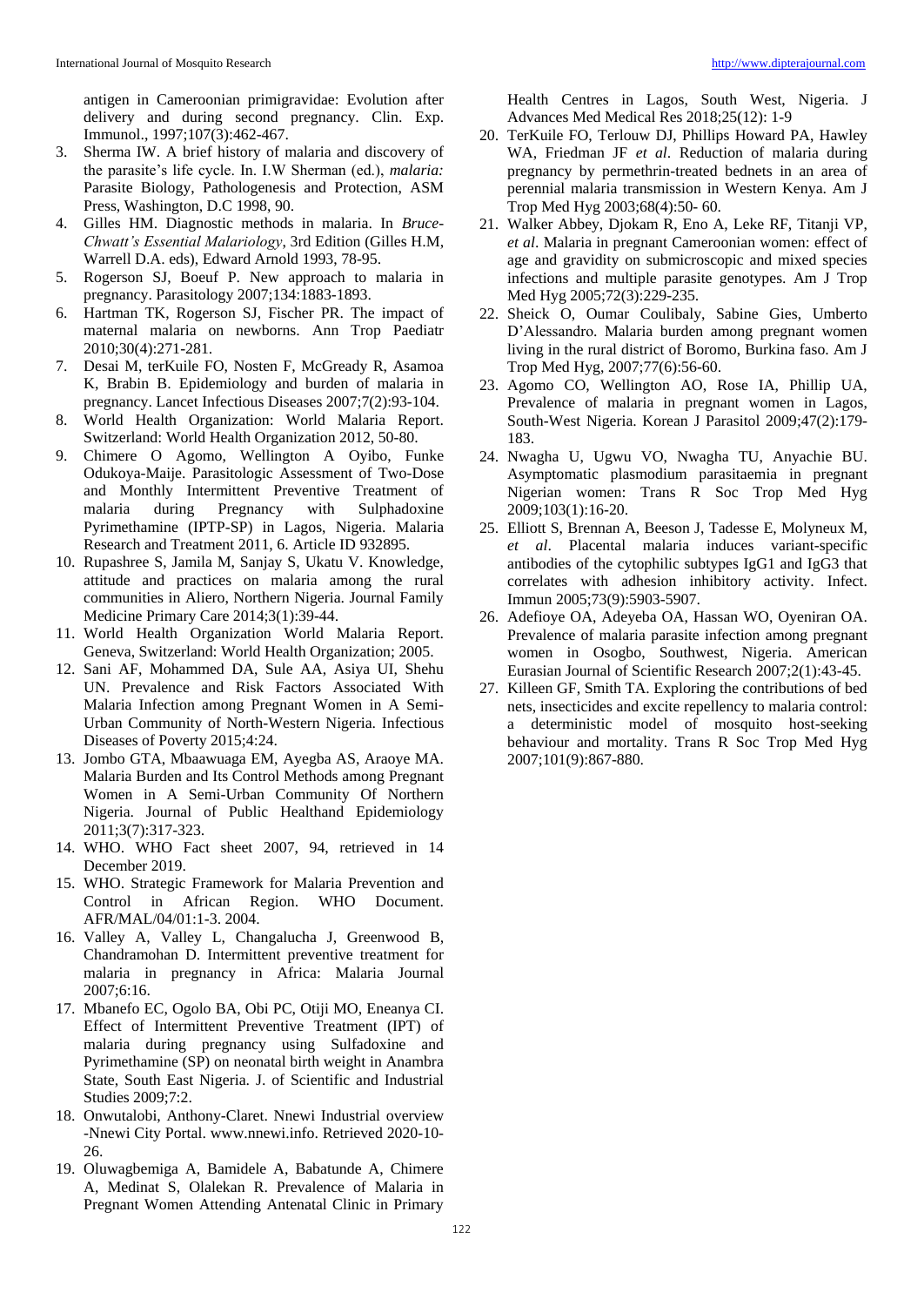antigen in Cameroonian primigravidae: Evolution after delivery and during second pregnancy. Clin. Exp. Immunol., 1997;107(3):462-467.

3. Sherma IW. A brief history of malaria and discovery of the parasite's life cycle. In. I.W Sherman (ed.), *malaria:* Parasite Biology, Pathologenesis and Protection, ASM Press, Washington, D.C 1998, 90.
4. Gilles HM. Diagnostic methods in malaria. In *Bruce-Chwatt's Essential Malariology*, 3rd Edition (Gilles H.M, Warrell D.A. eds), Edward Arnold 1993, 78-95.
5. Rogerson SJ, Boeuf P. New approach to malaria in pregnancy. Parasitology 2007;134:1883-1893.
6. Hartman TK, Rogerson SJ, Fischer PR. The impact of maternal malaria on newborns. Ann Trop Paediatr 2010;30(4):271-281.
7. Desai M, terKuile FO, Nosten F, McGready R, Asamoa K, Brabin B. Epidemiology and burden of malaria in pregnancy. Lancet Infectious Diseases 2007;7(2):93-104.
8. World Health Organization: World Malaria Report. Switzerland: World Health Organization 2012, 50-80.
9. Chimere O Agomo, Wellington A Oyibo, Funke Odukoya-Maije. Parasitologic Assessment of Two-Dose and Monthly Intermittent Preventive Treatment of malaria during Pregnancy with Sulphadoxine Pyrimethamine (IPTP-SP) in Lagos, Nigeria. Malaria Research and Treatment 2011, 6. Article ID 932895.
10. Rupashree S, Jamila M, Sanjay S, Ukatu V. Knowledge, attitude and practices on malaria among the rural communities in Aliero, Northern Nigeria. Journal Family Medicine Primary Care 2014;3(1):39-44.
11. World Health Organization World Malaria Report. Geneva, Switzerland: World Health Organization; 2005.
12. Sani AF, Mohammed DA, Sule AA, Asiya UI, Shehu UN. Prevalence and Risk Factors Associated With Malaria Infection among Pregnant Women in A Semi-Urban Community of North-Western Nigeria. Infectious Diseases of Poverty 2015;4:24.
13. Jombo GTA, Mbaawuaga EM, Ayegba AS, Araoye MA. Malaria Burden and Its Control Methods among Pregnant Women in A Semi-Urban Community Of Northern Nigeria. Journal of Public Healthand Epidemiology 2011;3(7):317-323.
14. WHO. WHO Fact sheet 2007, 94, retrieved in 14 December 2019.
15. WHO. Strategic Framework for Malaria Prevention and Control in African Region. WHO Document. AFR/MAL/04/01:1-3. 2004.
16. Valley A, Valley L, Changalucha J, Greenwood B, Chandramohan D. Intermittent preventive treatment for malaria in pregnancy in Africa: Malaria Journal 2007;6:16.
17. Mbanefo EC, Ogolo BA, Obi PC, Otiji MO, Eneanya CI. Effect of Intermittent Preventive Treatment (IPT) of malaria during pregnancy using Sulfadoxine and Pyrimethamine (SP) on neonatal birth weight in Anambra State, South East Nigeria. J. of Scientific and Industrial Studies 2009;7:2.
18. Onwutalobi, Anthony-Claret. Nnewi Industrial overview -Nnewi City Portal. www.nnewi.info. Retrieved 2020-10-26.
19. Oluwagbemiga A, Bamidele A, Babatunde A, Chimere A, Medinat S, Olalekan R. Prevalence of Malaria in Pregnant Women Attending Antenatal Clinic in Primary Health Centres in Lagos, South West, Nigeria. J Advances Med Medical Res 2018;25(12): 1-9
20. TerKuile FO, Terlouw DJ, Phillips Howard PA, Hawley WA, Friedman JF *et al*. Reduction of malaria during pregnancy by permethrin-treated bednets in an area of perennial malaria transmission in Western Kenya. Am J Trop Med Hyg 2003;68(4):50- 60.
21. Walker Abbey, Djokam R, Eno A, Leke RF, Titanji VP, *et al*. Malaria in pregnant Cameroonian women: effect of age and gravidity on submicroscopic and mixed species infections and multiple parasite genotypes. Am J Trop Med Hyg 2005;72(3):229-235.
22. Sheick O, Oumar Coulibaly, Sabine Gies, Umberto D'Alessandro. Malaria burden among pregnant women living in the rural district of Boromo, Burkina faso. Am J Trop Med Hyg, 2007;77(6):56-60.
23. Agomo CO, Wellington AO, Rose IA, Phillip UA, Prevalence of malaria in pregnant women in Lagos, South-West Nigeria. Korean J Parasitol 2009;47(2):179-183.
24. Nwagha U, Ugwu VO, Nwagha TU, Anyachie BU. Asymptomatic plasmodium parasitaemia in pregnant Nigerian women: Trans R Soc Trop Med Hyg 2009;103(1):16-20.
25. Elliott S, Brennan A, Beeson J, Tadesse E, Molyneux M, *et al*. Placental malaria induces variant-specific antibodies of the cytophilic subtypes IgG1 and IgG3 that correlates with adhesion inhibitory activity. Infect. Immun 2005;73(9):5903-5907.
26. Adefioye OA, Adeyeba OA, Hassan WO, Oyeniran OA. Prevalence of malaria parasite infection among pregnant women in Osogbo, Southwest, Nigeria. American Eurasian Journal of Scientific Research 2007;2(1):43-45.
27. Killeen GF, Smith TA. Exploring the contributions of bed nets, insecticides and excite repellency to malaria control: a deterministic model of mosquito host-seeking behaviour and mortality. Trans R Soc Trop Med Hyg 2007;101(9):867-880.